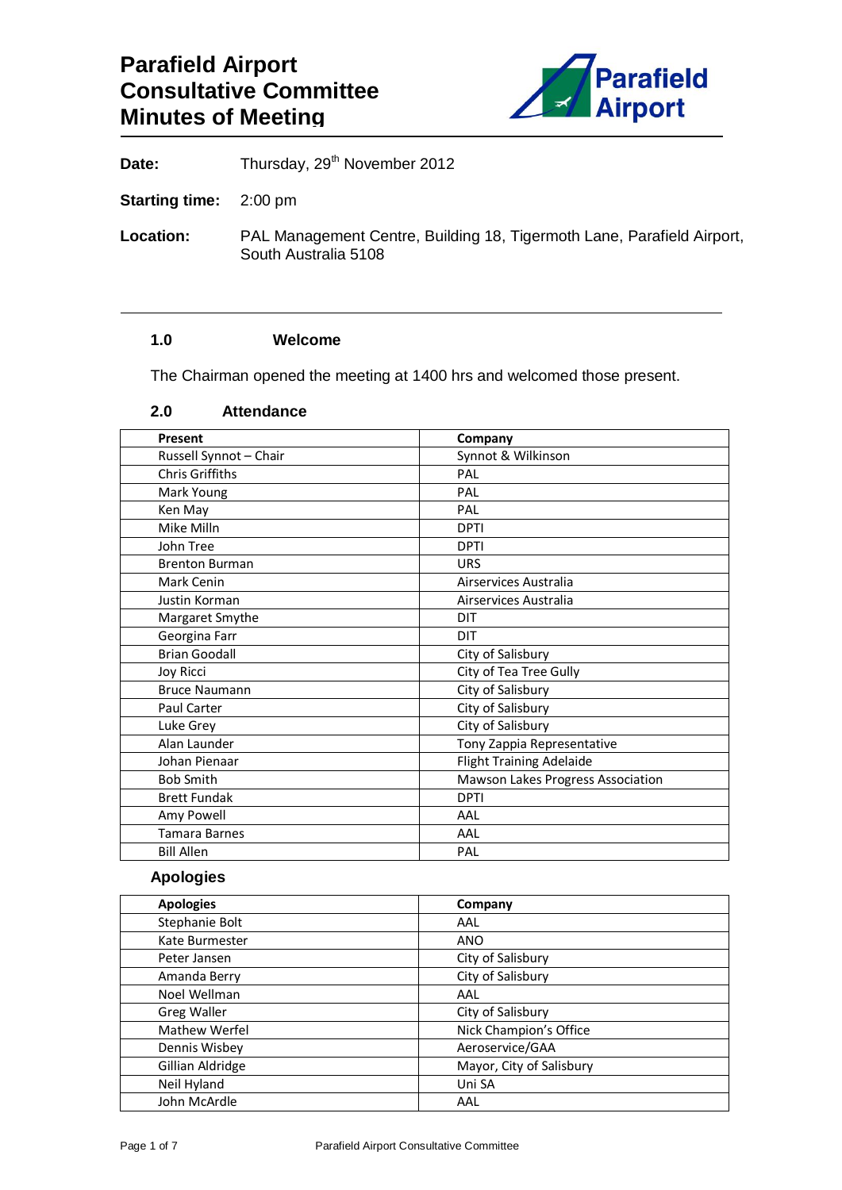# Parafield Airport Consultative Committee Minutes of Meeting

**Date:** Thursday, 29th November 2012

**Starting time:** 2:00 pm

**Location:** PAL Management Centre, Building 18, Tigermoth Lane, Parafield Airport, South Australia 5108

---

## 1.0 Welcome

The Chairman opened the meeting at 1400 hrs and welcomed those present.

## 2.0 Attendance

| Present | Company |
|---|---|
| Russell Synnot – Chair | Synnot & Wilkinson |
| Chris Griffiths | PAL |
| Mark Young | PAL |
| Ken May | PAL |
| Mike Milln | DPTI |
| John Tree | DPTI |
| Brenton Burman | URS |
| Mark Cenin | Airservices Australia |
| Justin Korman | Airservices Australia |
| Margaret Smythe | DIT |
| Georgina Farr | DIT |
| Brian Goodall | City of Salisbury |
| Joy Ricci | City of Tea Tree Gully |
| Bruce Naumann | City of Salisbury |
| Paul Carter | City of Salisbury |
| Luke Grey | City of Salisbury |
| Alan Launder | Tony Zappia Representative |
| Johan Pienaar | Flight Training Adelaide |
| Bob Smith | Mawson Lakes Progress Association |
| Brett Fundak | DPTI |
| Amy Powell | AAL |
| Tamara Barnes | AAL |
| Bill Allen | PAL |

### Apologies

| Apologies | Company |
|---|---|
| Stephanie Bolt | AAL |
| Kate Burmester | ANO |
| Peter Jansen | City of Salisbury |
| Amanda Berry | City of Salisbury |
| Noel Wellman | AAL |
| Greg Waller | City of Salisbury |
| Mathew Werfel | Nick Champion's Office |
| Dennis Wisbey | Aeroservice/GAA |
| Gillian Aldridge | Mayor, City of Salisbury |
| Neil Hyland | Uni SA |
| John McArdle | AAL |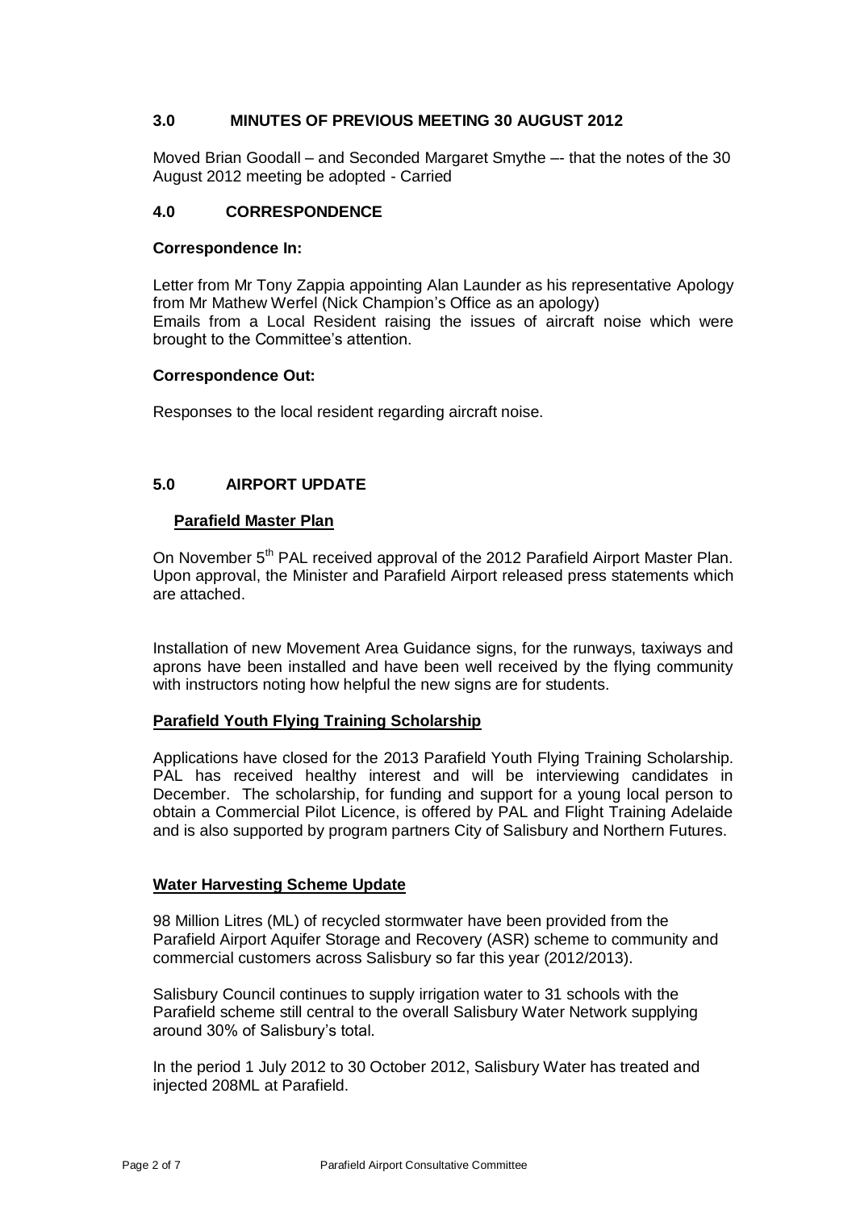## 3.0 MINUTES OF PREVIOUS MEETING 30 AUGUST 2012

Moved Brian Goodall – and Seconded Margaret Smythe –- that the notes of the 30 August 2012 meeting be adopted - Carried

## 4.0 CORRESPONDENCE

**Correspondence In:**

Letter from Mr Tony Zappia appointing Alan Launder as his representative Apology from Mr Mathew Werfel (Nick Champion's Office as an apology)
Emails from a Local Resident raising the issues of aircraft noise which were brought to the Committee's attention.

**Correspondence Out:**

Responses to the local resident regarding aircraft noise.

## 5.0 AIRPORT UPDATE

**Parafield Master Plan**

On November 5th PAL received approval of the 2012 Parafield Airport Master Plan. Upon approval, the Minister and Parafield Airport released press statements which are attached.

Installation of new Movement Area Guidance signs, for the runways, taxiways and aprons have been installed and have been well received by the flying community with instructors noting how helpful the new signs are for students.

**Parafield Youth Flying Training Scholarship**

Applications have closed for the 2013 Parafield Youth Flying Training Scholarship. PAL has received healthy interest and will be interviewing candidates in December. The scholarship, for funding and support for a young local person to obtain a Commercial Pilot Licence, is offered by PAL and Flight Training Adelaide and is also supported by program partners City of Salisbury and Northern Futures.

**Water Harvesting Scheme Update**

98 Million Litres (ML) of recycled stormwater have been provided from the Parafield Airport Aquifer Storage and Recovery (ASR) scheme to community and commercial customers across Salisbury so far this year (2012/2013).

Salisbury Council continues to supply irrigation water to 31 schools with the Parafield scheme still central to the overall Salisbury Water Network supplying around 30% of Salisbury's total.

In the period 1 July 2012 to 30 October 2012, Salisbury Water has treated and injected 208ML at Parafield.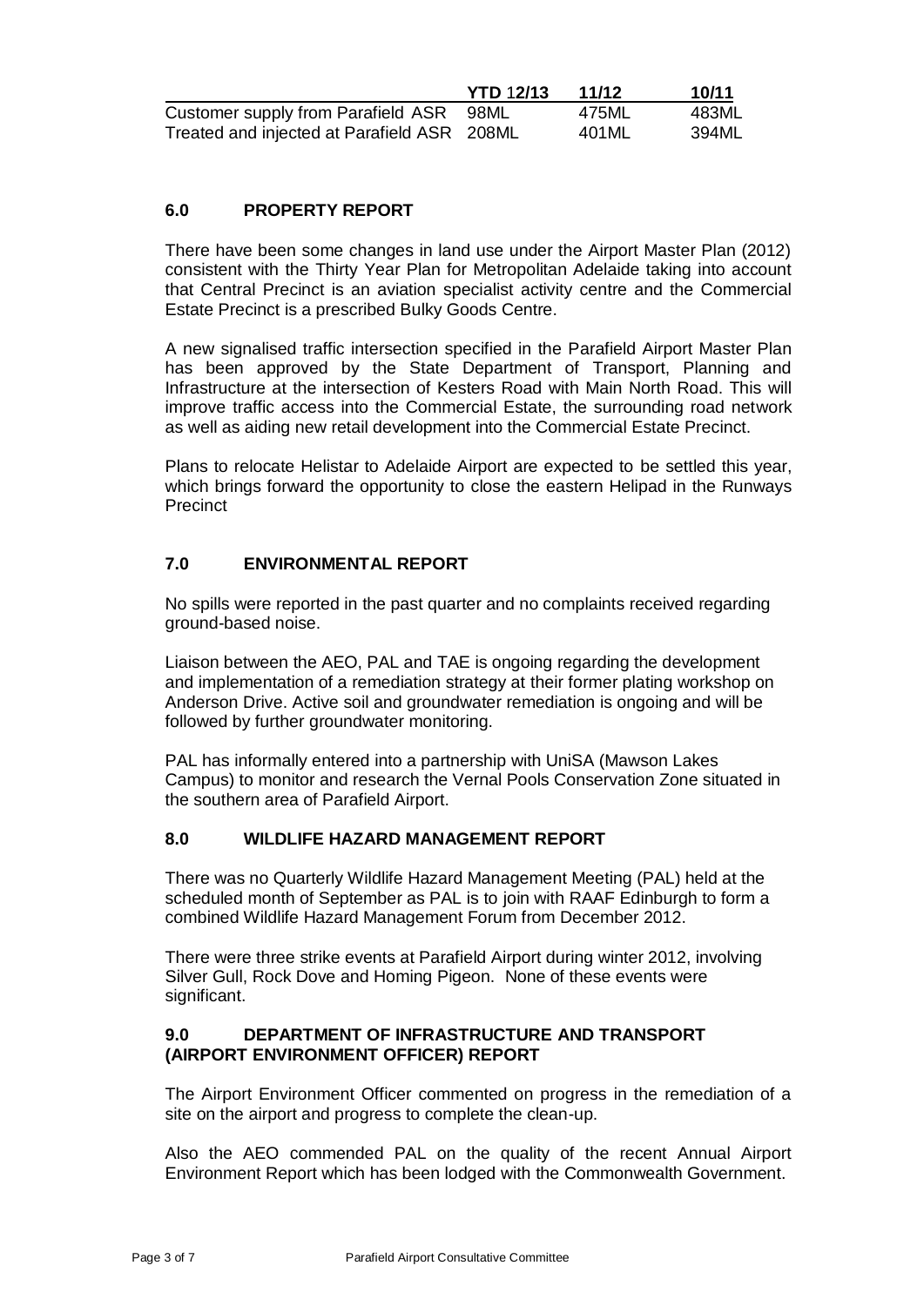| | YTD 12/13 | 11/12 | 10/11 |
|---|---|---|---|
| Customer supply from Parafield ASR | 98ML | 475ML | 483ML |
| Treated and injected at Parafield ASR | 208ML | 401ML | 394ML |

## 6.0 PROPERTY REPORT

There have been some changes in land use under the Airport Master Plan (2012) consistent with the Thirty Year Plan for Metropolitan Adelaide taking into account that Central Precinct is an aviation specialist activity centre and the Commercial Estate Precinct is a prescribed Bulky Goods Centre.

A new signalised traffic intersection specified in the Parafield Airport Master Plan has been approved by the State Department of Transport, Planning and Infrastructure at the intersection of Kesters Road with Main North Road. This will improve traffic access into the Commercial Estate, the surrounding road network as well as aiding new retail development into the Commercial Estate Precinct.

Plans to relocate Helistar to Adelaide Airport are expected to be settled this year, which brings forward the opportunity to close the eastern Helipad in the Runways Precinct

## 7.0 ENVIRONMENTAL REPORT

No spills were reported in the past quarter and no complaints received regarding ground-based noise.

Liaison between the AEO, PAL and TAE is ongoing regarding the development and implementation of a remediation strategy at their former plating workshop on Anderson Drive. Active soil and groundwater remediation is ongoing and will be followed by further groundwater monitoring.

PAL has informally entered into a partnership with UniSA (Mawson Lakes Campus) to monitor and research the Vernal Pools Conservation Zone situated in the southern area of Parafield Airport.

## 8.0 WILDLIFE HAZARD MANAGEMENT REPORT

There was no Quarterly Wildlife Hazard Management Meeting (PAL) held at the scheduled month of September as PAL is to join with RAAF Edinburgh to form a combined Wildlife Hazard Management Forum from December 2012.

There were three strike events at Parafield Airport during winter 2012, involving Silver Gull, Rock Dove and Homing Pigeon. None of these events were significant.

## 9.0 DEPARTMENT OF INFRASTRUCTURE AND TRANSPORT (AIRPORT ENVIRONMENT OFFICER) REPORT

The Airport Environment Officer commented on progress in the remediation of a site on the airport and progress to complete the clean-up.

Also the AEO commended PAL on the quality of the recent Annual Airport Environment Report which has been lodged with the Commonwealth Government.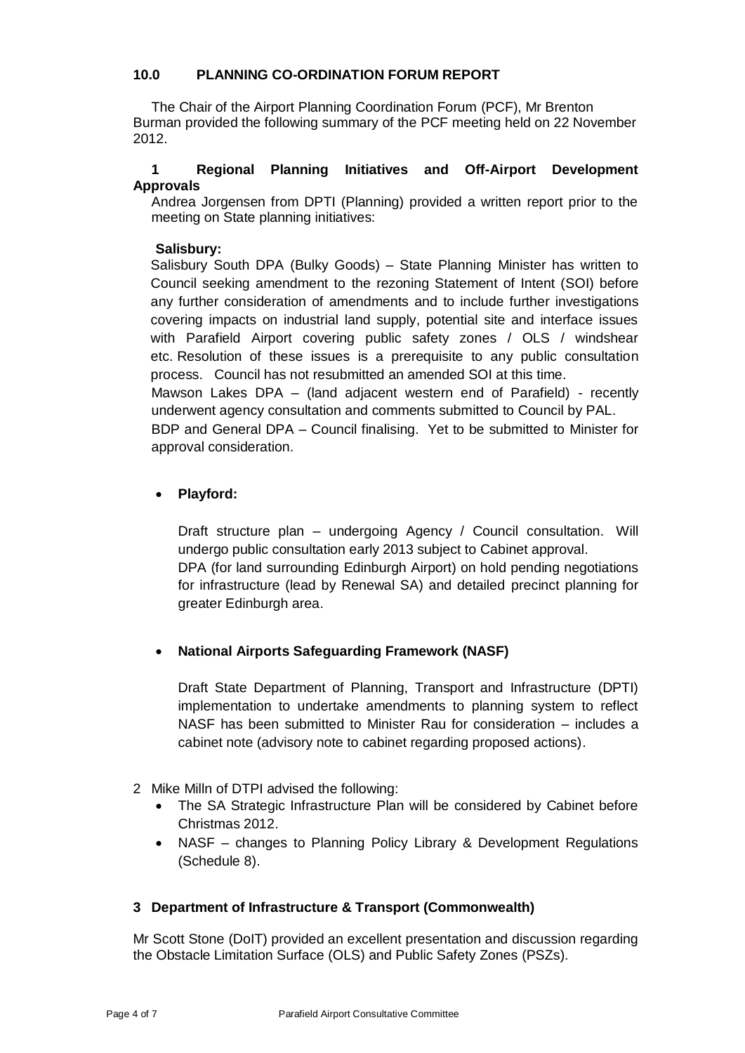## 10.0 PLANNING CO-ORDINATION FORUM REPORT

The Chair of the Airport Planning Coordination Forum (PCF), Mr Brenton Burman provided the following summary of the PCF meeting held on 22 November 2012.

### 1 Regional Planning Initiatives and Off-Airport Development Approvals

Andrea Jorgensen from DPTI (Planning) provided a written report prior to the meeting on State planning initiatives:

**Salisbury:**

Salisbury South DPA (Bulky Goods) – State Planning Minister has written to Council seeking amendment to the rezoning Statement of Intent (SOI) before any further consideration of amendments and to include further investigations covering impacts on industrial land supply, potential site and interface issues with Parafield Airport covering public safety zones / OLS / windshear etc. Resolution of these issues is a prerequisite to any public consultation process. Council has not resubmitted an amended SOI at this time.

Mawson Lakes DPA – (land adjacent western end of Parafield) - recently underwent agency consultation and comments submitted to Council by PAL.

BDP and General DPA – Council finalising. Yet to be submitted to Minister for approval consideration.

- **Playford:**

  Draft structure plan – undergoing Agency / Council consultation. Will undergo public consultation early 2013 subject to Cabinet approval.

  DPA (for land surrounding Edinburgh Airport) on hold pending negotiations for infrastructure (lead by Renewal SA) and detailed precinct planning for greater Edinburgh area.

- **National Airports Safeguarding Framework (NASF)**

  Draft State Department of Planning, Transport and Infrastructure (DPTI) implementation to undertake amendments to planning system to reflect NASF has been submitted to Minister Rau for consideration – includes a cabinet note (advisory note to cabinet regarding proposed actions).

2 Mike Milln of DTPI advised the following:

- The SA Strategic Infrastructure Plan will be considered by Cabinet before Christmas 2012.
- NASF – changes to Planning Policy Library & Development Regulations (Schedule 8).

### 3 Department of Infrastructure & Transport (Commonwealth)

Mr Scott Stone (DoIT) provided an excellent presentation and discussion regarding the Obstacle Limitation Surface (OLS) and Public Safety Zones (PSZs).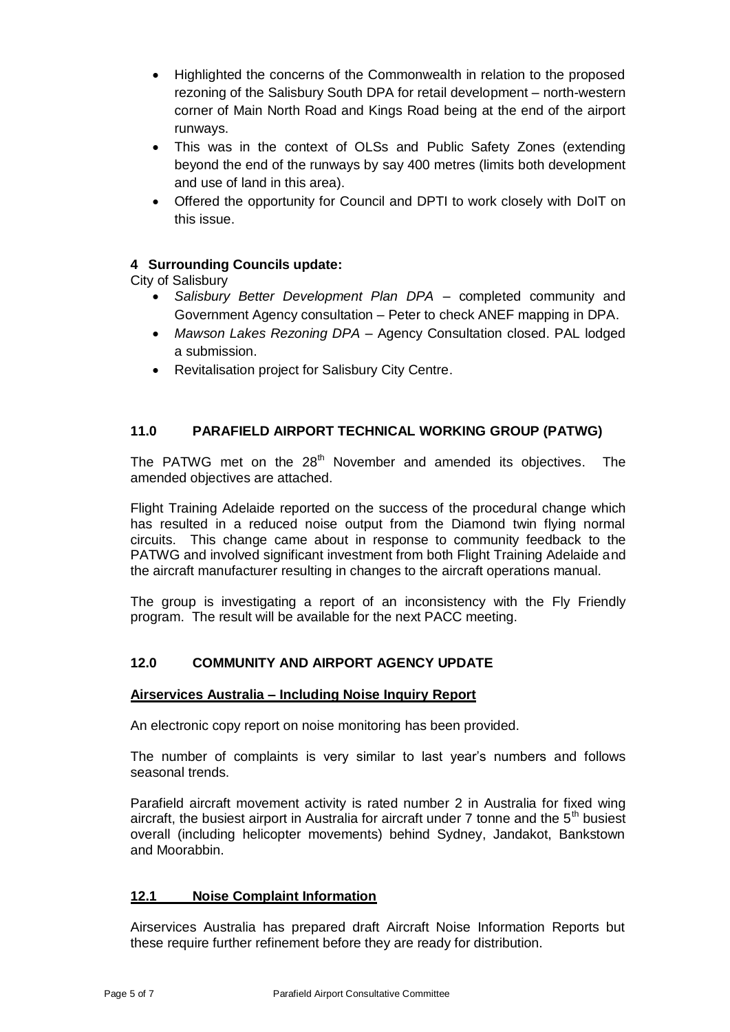- Highlighted the concerns of the Commonwealth in relation to the proposed rezoning of the Salisbury South DPA for retail development – north-western corner of Main North Road and Kings Road being at the end of the airport runways.
- This was in the context of OLSs and Public Safety Zones (extending beyond the end of the runways by say 400 metres (limits both development and use of land in this area).
- Offered the opportunity for Council and DPTI to work closely with DoIT on this issue.

**4 Surrounding Councils update:**

City of Salisbury

- *Salisbury Better Development Plan DPA* – completed community and Government Agency consultation – Peter to check ANEF mapping in DPA.
- *Mawson Lakes Rezoning DPA* – Agency Consultation closed. PAL lodged a submission.
- Revitalisation project for Salisbury City Centre.

### 11.0 PARAFIELD AIRPORT TECHNICAL WORKING GROUP (PATWG)

The PATWG met on the 28th November and amended its objectives. The amended objectives are attached.

Flight Training Adelaide reported on the success of the procedural change which has resulted in a reduced noise output from the Diamond twin flying normal circuits. This change came about in response to community feedback to the PATWG and involved significant investment from both Flight Training Adelaide and the aircraft manufacturer resulting in changes to the aircraft operations manual.

The group is investigating a report of an inconsistency with the Fly Friendly program. The result will be available for the next PACC meeting.

### 12.0 COMMUNITY AND AIRPORT AGENCY UPDATE

**Airservices Australia – Including Noise Inquiry Report**

An electronic copy report on noise monitoring has been provided.

The number of complaints is very similar to last year's numbers and follows seasonal trends.

Parafield aircraft movement activity is rated number 2 in Australia for fixed wing aircraft, the busiest airport in Australia for aircraft under 7 tonne and the 5th busiest overall (including helicopter movements) behind Sydney, Jandakot, Bankstown and Moorabbin.

### 12.1 Noise Complaint Information

Airservices Australia has prepared draft Aircraft Noise Information Reports but these require further refinement before they are ready for distribution.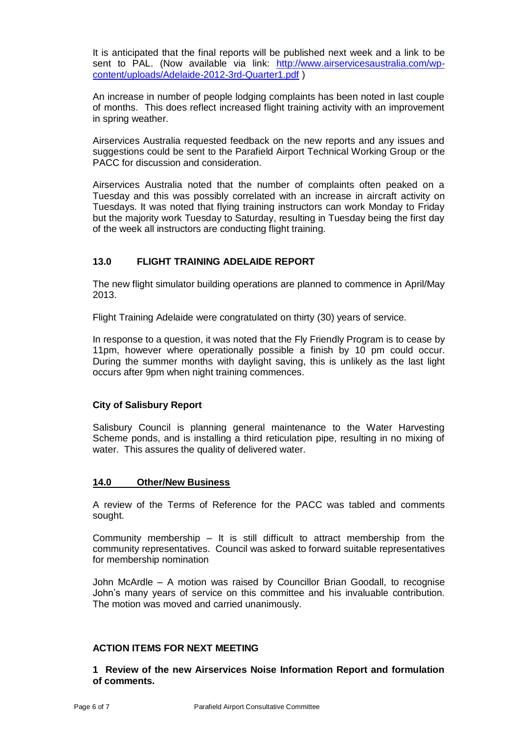It is anticipated that the final reports will be published next week and a link to be sent to PAL. (Now available via link: [http://www.airservicesaustralia.com/wp-content/uploads/Adelaide-2012-3rd-Quarter1.pdf](http://www.airservicesaustralia.com/wp-content/uploads/Adelaide-2012-3rd-Quarter1.pdf) )

An increase in number of people lodging complaints has been noted in last couple of months. This does reflect increased flight training activity with an improvement in spring weather.

Airservices Australia requested feedback on the new reports and any issues and suggestions could be sent to the Parafield Airport Technical Working Group or the PACC for discussion and consideration.

Airservices Australia noted that the number of complaints often peaked on a Tuesday and this was possibly correlated with an increase in aircraft activity on Tuesdays. It was noted that flying training instructors can work Monday to Friday but the majority work Tuesday to Saturday, resulting in Tuesday being the first day of the week all instructors are conducting flight training.

## 13.0 FLIGHT TRAINING ADELAIDE REPORT

The new flight simulator building operations are planned to commence in April/May 2013.

Flight Training Adelaide were congratulated on thirty (30) years of service.

In response to a question, it was noted that the Fly Friendly Program is to cease by 11pm, however where operationally possible a finish by 10 pm could occur. During the summer months with daylight saving, this is unlikely as the last light occurs after 9pm when night training commences.

### City of Salisbury Report

Salisbury Council is planning general maintenance to the Water Harvesting Scheme ponds, and is installing a third reticulation pipe, resulting in no mixing of water. This assures the quality of delivered water.

## 14.0 Other/New Business

A review of the Terms of Reference for the PACC was tabled and comments sought.

Community membership – It is still difficult to attract membership from the community representatives. Council was asked to forward suitable representatives for membership nomination

John McArdle – A motion was raised by Councillor Brian Goodall, to recognise John's many years of service on this committee and his invaluable contribution. The motion was moved and carried unanimously.

## ACTION ITEMS FOR NEXT MEETING

**1 Review of the new Airservices Noise Information Report and formulation of comments.**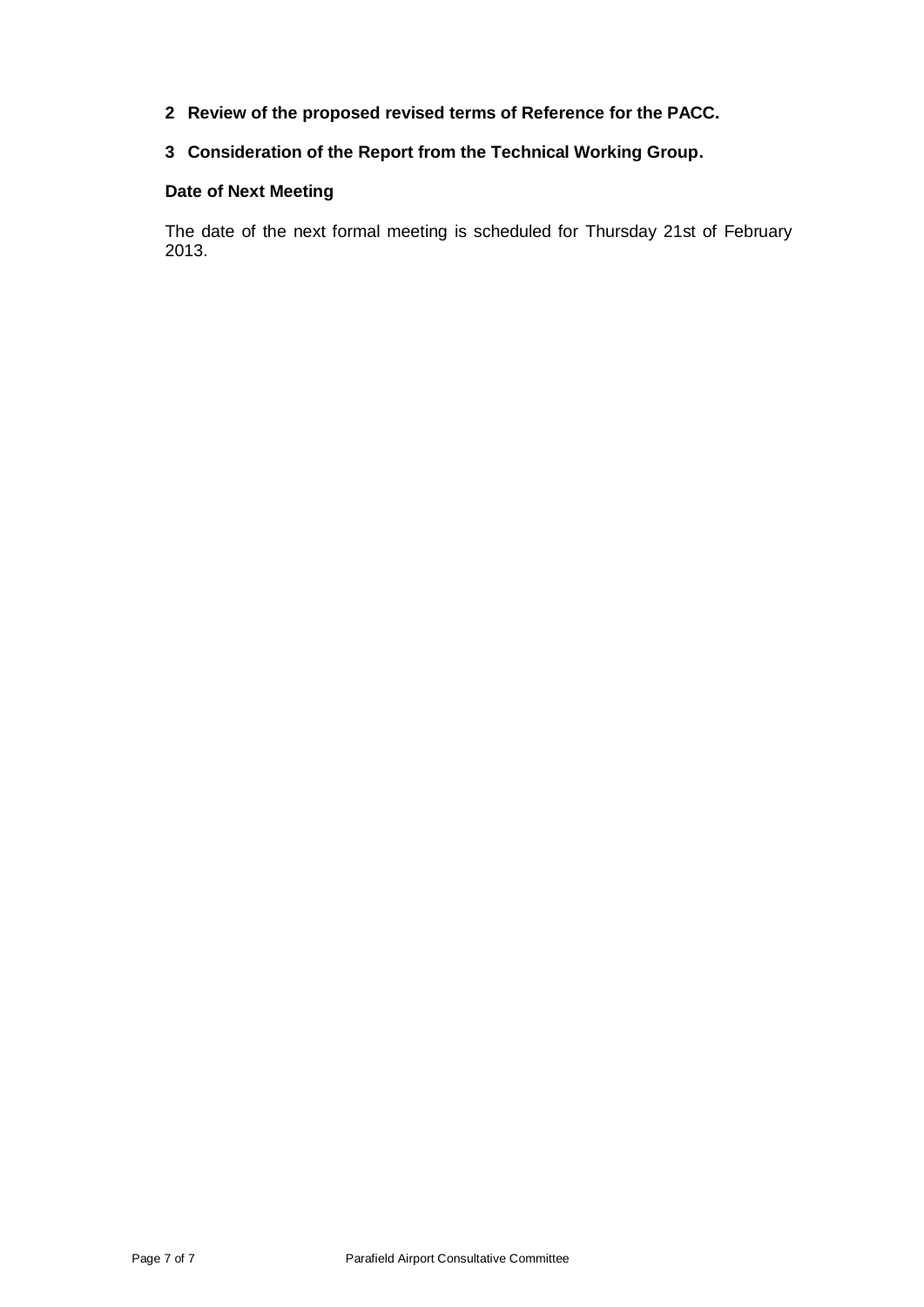**2 Review of the proposed revised terms of Reference for the PACC.**

**3 Consideration of the Report from the Technical Working Group.**

**Date of Next Meeting**

The date of the next formal meeting is scheduled for Thursday 21st of February 2013.